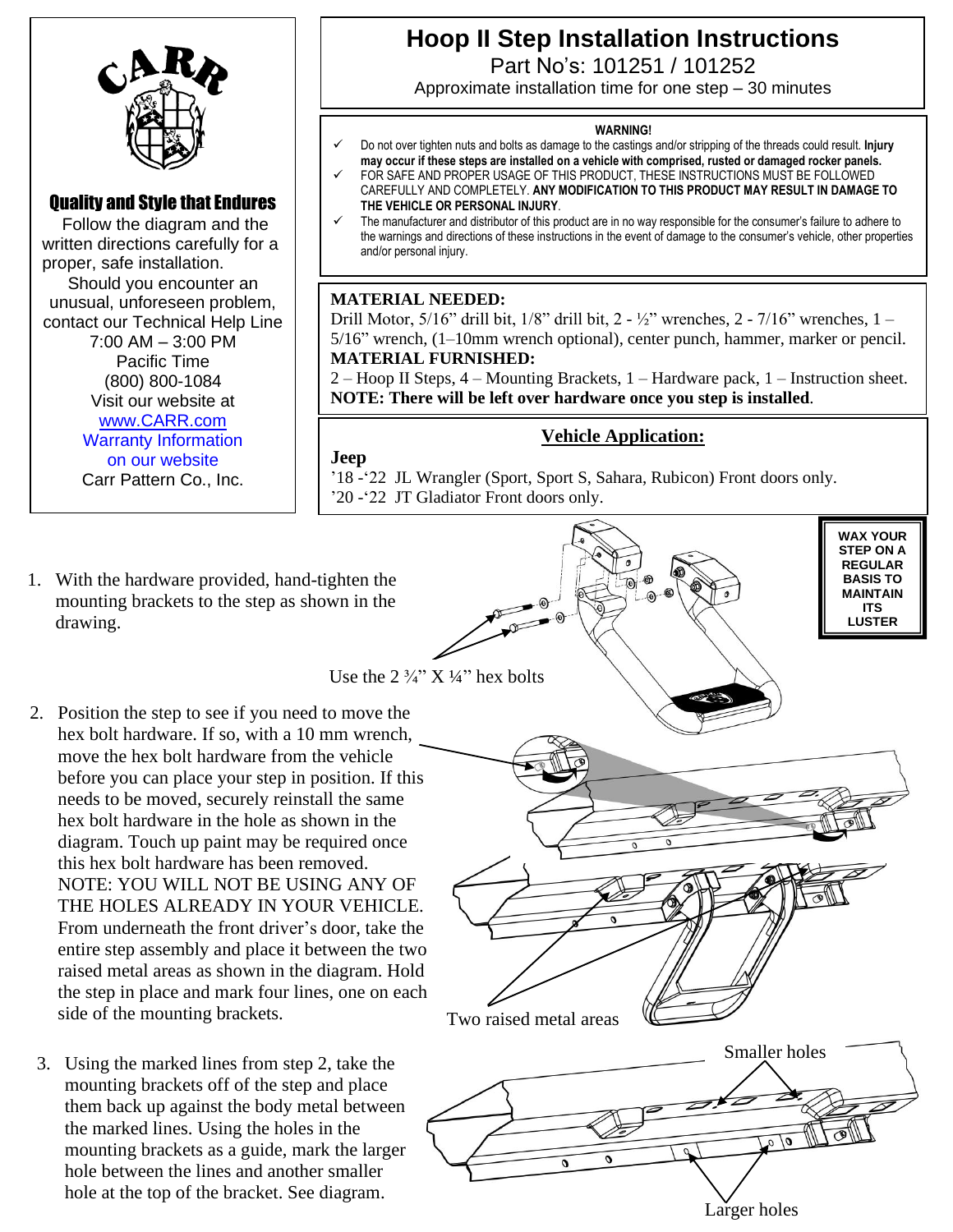CARR

**Quality and Style that Endures**

Follow the diagram and the written directions carefully for a proper, safe installation.

Should you encounter an unusual, unforeseen problem, contact our Technical Help Line 7:00 AM – 3:00 PM Pacific Time (800) 800-1084

Visit our website at www.CARR.com

Warranty Information on our website

Carr Pattern Co., Inc.

# Hoop II Step Installation Instructions

Part No's: 101251 / 101252

Approximate installation time for one step – 30 minutes

**WARNING!**

- ✓ Do not over tighten nuts and bolts as damage to the castings and/or stripping of the threads could result. **Injury may occur if these steps are installed on a vehicle with comprised, rusted or damaged rocker panels.**
- ✓ FOR SAFE AND PROPER USAGE OF THIS PRODUCT, THESE INSTRUCTIONS MUST BE FOLLOWED CAREFULLY AND COMPLETELY. **ANY MODIFICATION TO THIS PRODUCT MAY RESULT IN DAMAGE TO THE VEHICLE OR PERSONAL INJURY**.
- ✓ The manufacturer and distributor of this product are in no way responsible for the consumer's failure to adhere to the warnings and directions of these instructions in the event of damage to the consumer's vehicle, other properties and/or personal injury.

**MATERIAL NEEDED:**
Drill Motor, 5/16" drill bit, 1/8" drill bit, 2 - ½" wrenches, 2 - 7/16" wrenches, 1 – 5/16" wrench, (1–10mm wrench optional), center punch, hammer, marker or pencil.

**MATERIAL FURNISHED:**
2 – Hoop II Steps, 4 – Mounting Brackets, 1 – Hardware pack, 1 – Instruction sheet.

**NOTE: There will be left over hardware once you step is installed**.

## Vehicle Application:

**Jeep**

'18 -'22 JL Wrangler (Sport, Sport S, Sahara, Rubicon) Front doors only.
'20 -'22 JT Gladiator Front doors only.

**WAX YOUR STEP ON A REGULAR BASIS TO MAINTAIN ITS LUSTER**

1. With the hardware provided, hand-tighten the mounting brackets to the step as shown in the drawing.

Use the 2 ¾" X ¼" hex bolts

2. Position the step to see if you need to move the hex bolt hardware. If so, with a 10 mm wrench, move the hex bolt hardware from the vehicle before you can place your step in position. If this needs to be moved, securely reinstall the same hex bolt hardware in the hole as shown in the diagram. Touch up paint may be required once this hex bolt hardware has been removed. NOTE: YOU WILL NOT BE USING ANY OF THE HOLES ALREADY IN YOUR VEHICLE. From underneath the front driver's door, take the entire step assembly and place it between the two raised metal areas as shown in the diagram. Hold the step in place and mark four lines, one on each side of the mounting brackets.

Two raised metal areas

3. Using the marked lines from step 2, take the mounting brackets off of the step and place them back up against the body metal between the marked lines. Using the holes in the mounting brackets as a guide, mark the larger hole between the lines and another smaller hole at the top of the bracket. See diagram.

Smaller holes

Larger holes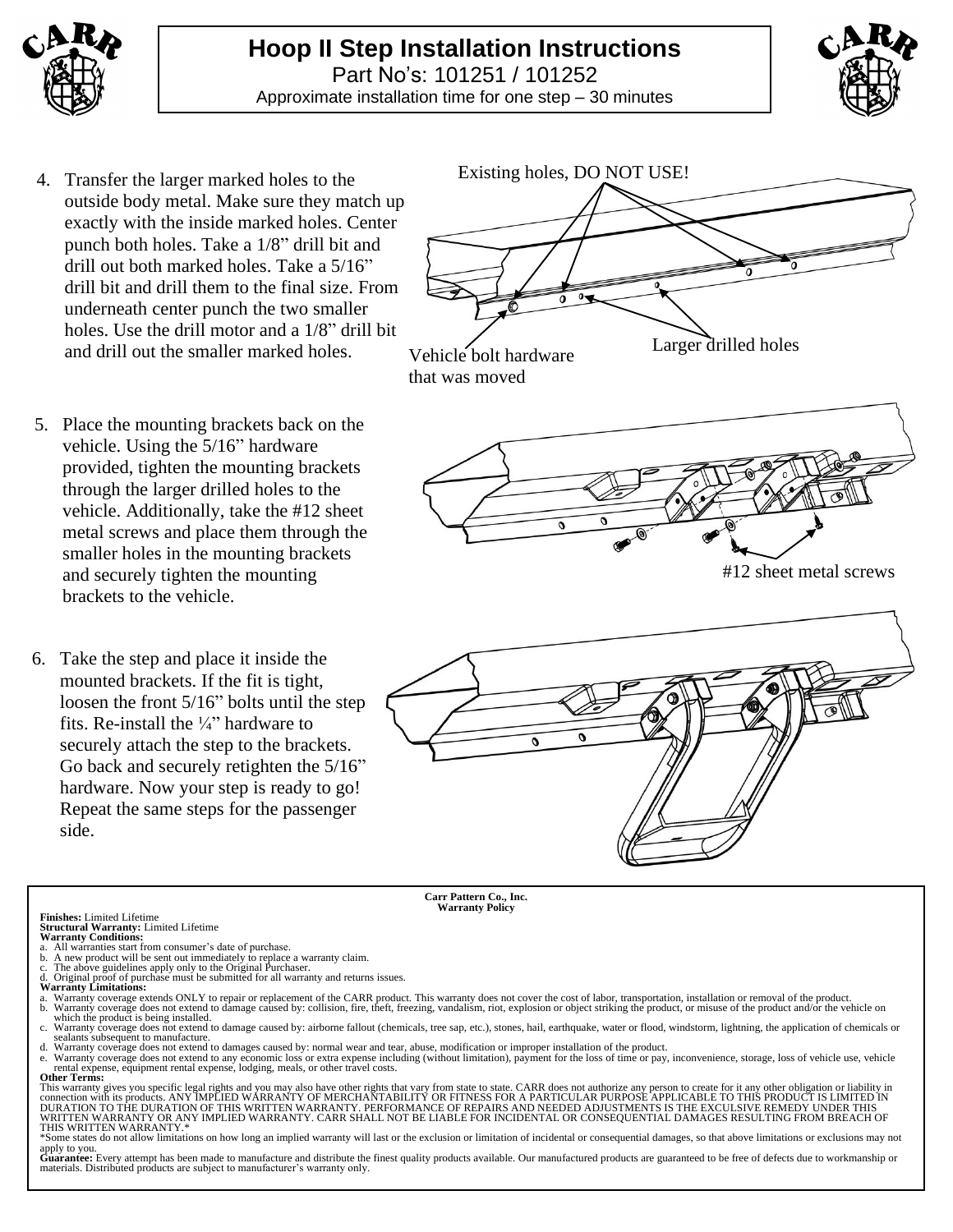# Hoop II Step Installation Instructions

Part No's: 101251 / 101252

Approximate installation time for one step – 30 minutes

4. Transfer the larger marked holes to the outside body metal. Make sure they match up exactly with the inside marked holes. Center punch both holes. Take a 1/8" drill bit and drill out both marked holes. Take a 5/16" drill bit and drill them to the final size. From underneath center punch the two smaller holes. Use the drill motor and a 1/8" drill bit and drill out the smaller marked holes.

Existing holes, DO NOT USE!

Vehicle bolt hardware that was moved

Larger drilled holes

5. Place the mounting brackets back on the vehicle. Using the 5/16" hardware provided, tighten the mounting brackets through the larger drilled holes to the vehicle. Additionally, take the #12 sheet metal screws and place them through the smaller holes in the mounting brackets and securely tighten the mounting brackets to the vehicle.

#12 sheet metal screws

6. Take the step and place it inside the mounted brackets. If the fit is tight, loosen the front 5/16" bolts until the step fits. Re-install the ¼" hardware to securely attach the step to the brackets. Go back and securely retighten the 5/16" hardware. Now your step is ready to go! Repeat the same steps for the passenger side.

**Carr Pattern Co., Inc.**
**Warranty Policy**

**Finishes:** Limited Lifetime
**Structural Warranty:** Limited Lifetime
**Warranty Conditions:**
a. All warranties start from consumer's date of purchase.
b. A new product will be sent out immediately to replace a warranty claim.
c. The above guidelines apply only to the Original Purchaser.
d. Original proof of purchase must be submitted for all warranty and returns issues.
**Warranty Limitations:**
a. Warranty coverage extends ONLY to repair or replacement of the CARR product. This warranty does not cover the cost of labor, transportation, installation or removal of the product.
b. Warranty coverage does not extend to damage caused by: collision, fire, theft, freezing, vandalism, riot, explosion or object striking the product, or misuse of the product and/or the vehicle on which the product is being installed.
c. Warranty coverage does not extend to damage caused by: airborne fallout (chemicals, tree sap, etc.), stones, hail, earthquake, water or flood, windstorm, lightning, the application of chemicals or sealants subsequent to manufacture.
d. Warranty coverage does not extend to damages caused by: normal wear and tear, abuse, modification or improper installation of the product.
e. Warranty coverage does not extend to any economic loss or extra expense including (without limitation), payment for the loss of time or pay, inconvenience, storage, loss of vehicle use, vehicle rental expense, equipment rental expense, lodging, meals, or other travel costs.
**Other Terms:**
This warranty gives you specific legal rights and you may also have other rights that vary from state to state. CARR does not authorize any person to create for it any other obligation or liability in connection with its products. ANY IMPLIED WARRANTY OF MERCHANTABILITY OR FITNESS FOR A PARTICULAR PURPOSE APPLICABLE TO THIS PRODUCT IS LIMITED IN DURATION TO THE DURATION OF THIS WRITTEN WARRANTY. PERFORMANCE OF REPAIRS AND NEEDED ADJUSTMENTS IS THE EXCULSIVE REMEDY UNDER THIS WRITTEN WARRANTY OR ANY IMPLIED WARRANTY. CARR SHALL NOT BE LIABLE FOR INCIDENTAL OR CONSEQUENTIAL DAMAGES RESULTING FROM BREACH OF THIS WRITTEN WARRANTY.*
*Some states do not allow limitations on how long an implied warranty will last or the exclusion or limitation of incidental or consequential damages, so that above limitations or exclusions may not apply to you.
**Guarantee:** Every attempt has been made to manufacture and distribute the finest quality products available. Our manufactured products are guaranteed to be free of defects due to workmanship or materials. Distributed products are subject to manufacturer's warranty only.